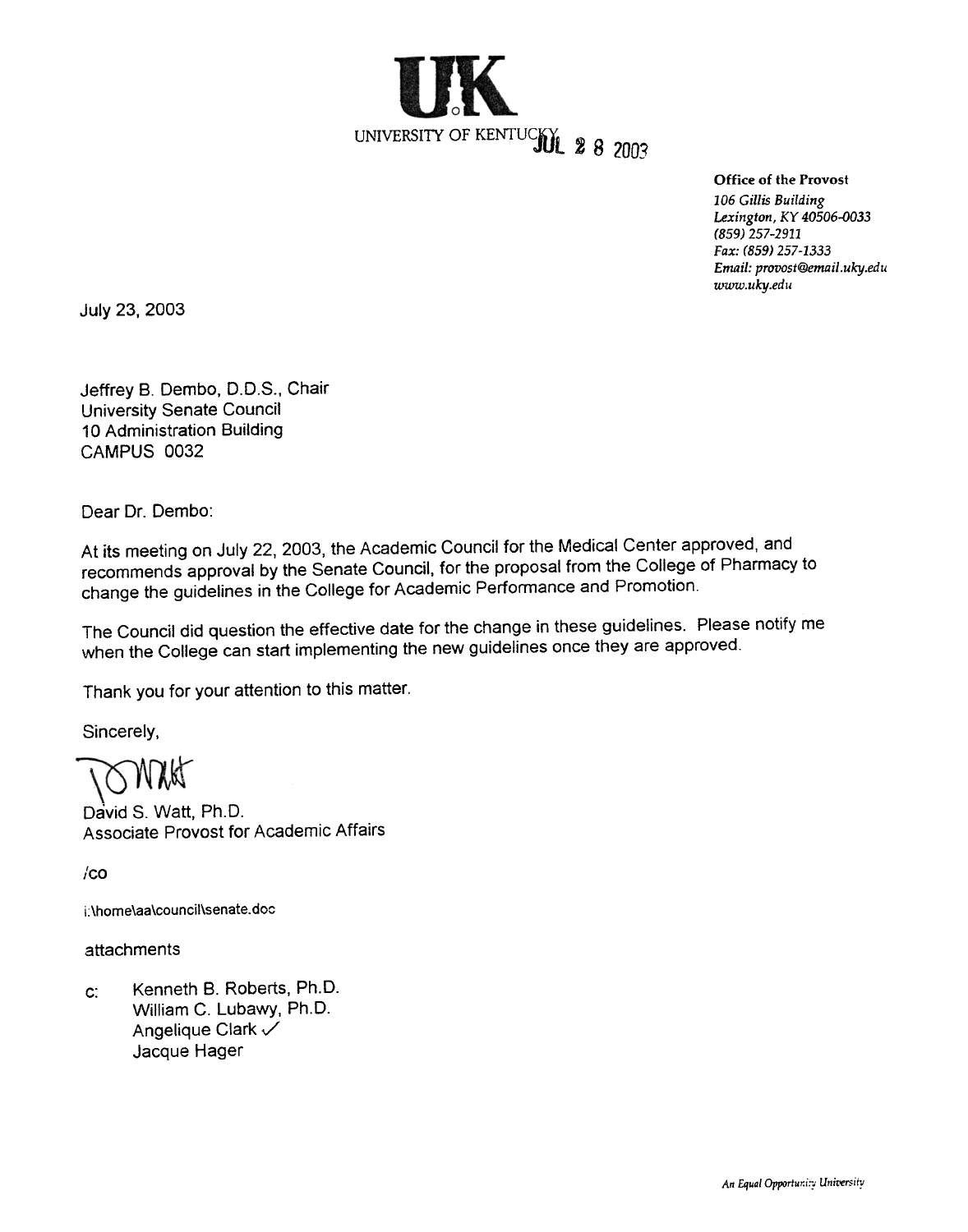# UK

UNIVERSITY OF KENTUCKY JUL 28 2003

**Office of the Provost**
*106 Gillis Building*
*Lexington, KY 40506-0033*
*(859) 257-2911*
*Fax: (859) 257-1333*
*Email: provost@email.uky.edu*
*www.uky.edu*

July 23, 2003

Jeffrey B. Dembo, D.D.S., Chair
University Senate Council
10 Administration Building
CAMPUS 0032

Dear Dr. Dembo:

At its meeting on July 22, 2003, the Academic Council for the Medical Center approved, and recommends approval by the Senate Council, for the proposal from the College of Pharmacy to change the guidelines in the College for Academic Performance and Promotion.

The Council did question the effective date for the change in these guidelines. Please notify me when the College can start implementing the new guidelines once they are approved.

Thank you for your attention to this matter.

Sincerely,

David S. Watt, Ph.D.
Associate Provost for Academic Affairs

/co

i:\home\aa\council\senate.doc

attachments

c: Kenneth B. Roberts, Ph.D.
William C. Lubawy, Ph.D.
Angelique Clark ✓
Jacque Hager

*An Equal Opportunity University*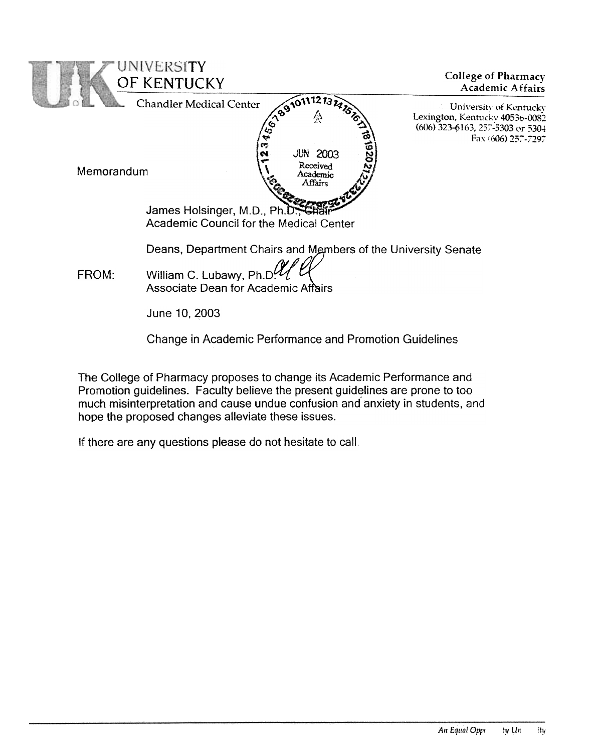# UNIVERSITY OF KENTUCKY

Chandler Medical Center

**College of Pharmacy**
**Academic Affairs**

University of Kentucky
Lexington, Kentucky 40536-0082
(606) 323-6163, 257-5303 or 5304
Fax (606) 257-7297

JUN 2003
Received
Academic
Affairs

Memorandum

James Holsinger, M.D., Ph.D., Chair
Academic Council for the Medical Center

Deans, Department Chairs and Members of the University Senate

FROM: William C. Lubawy, Ph.D.
Associate Dean for Academic Affairs

June 10, 2003

Change in Academic Performance and Promotion Guidelines

The College of Pharmacy proposes to change its Academic Performance and Promotion guidelines. Faculty believe the present guidelines are prone to too much misinterpretation and cause undue confusion and anxiety in students, and hope the proposed changes alleviate these issues.

If there are any questions please do not hesitate to call.

*An Equal Opp ty Un ity*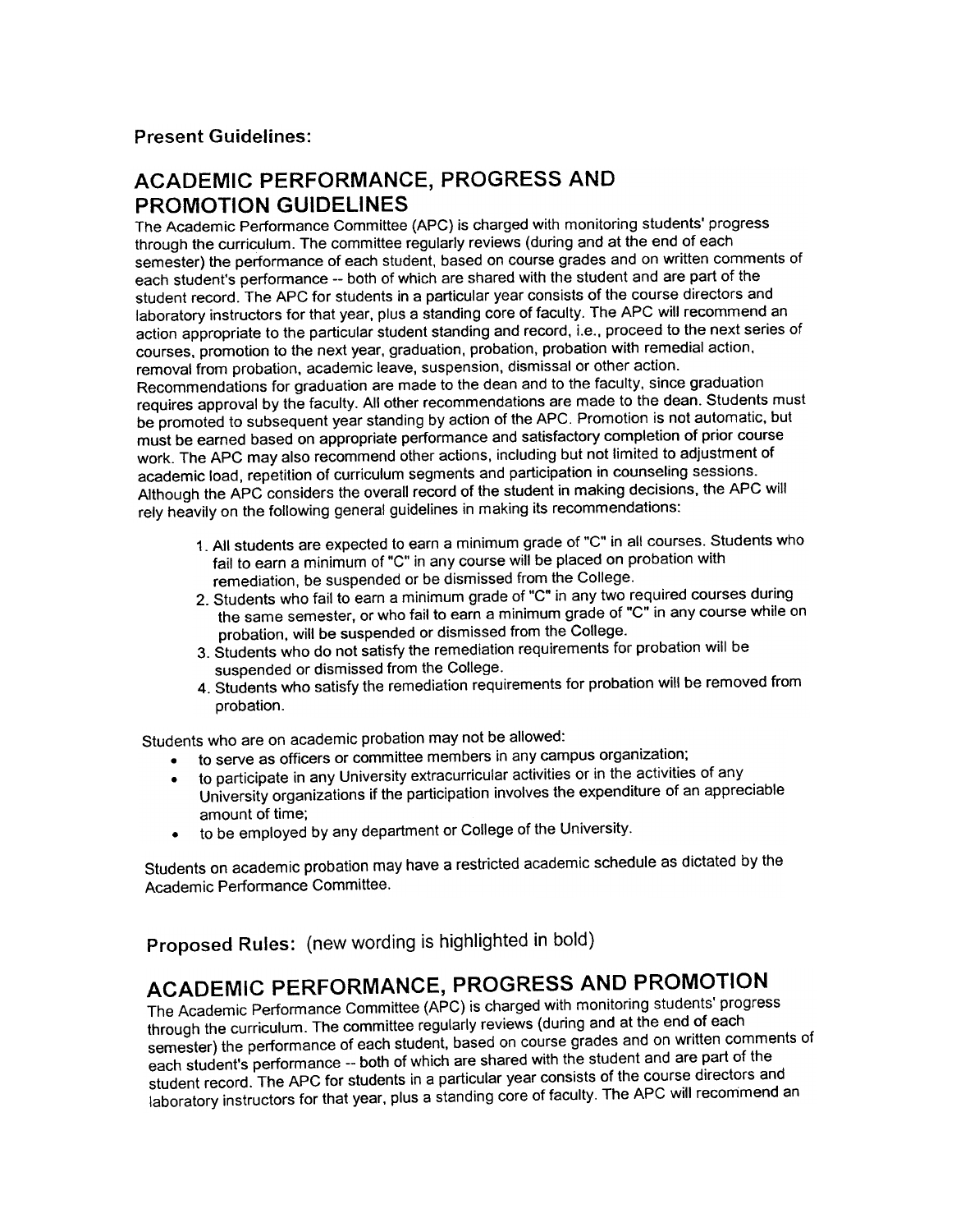**Present Guidelines:**

# ACADEMIC PERFORMANCE, PROGRESS AND PROMOTION GUIDELINES

The Academic Performance Committee (APC) is charged with monitoring students' progress through the curriculum. The committee regularly reviews (during and at the end of each semester) the performance of each student, based on course grades and on written comments of each student's performance -- both of which are shared with the student and are part of the student record. The APC for students in a particular year consists of the course directors and laboratory instructors for that year, plus a standing core of faculty. The APC will recommend an action appropriate to the particular student standing and record, i.e., proceed to the next series of courses, promotion to the next year, graduation, probation, probation with remedial action, removal from probation, academic leave, suspension, dismissal or other action. Recommendations for graduation are made to the dean and to the faculty, since graduation requires approval by the faculty. All other recommendations are made to the dean. Students must be promoted to subsequent year standing by action of the APC. Promotion is not automatic, but must be earned based on appropriate performance and satisfactory completion of prior course work. The APC may also recommend other actions, including but not limited to adjustment of academic load, repetition of curriculum segments and participation in counseling sessions. Although the APC considers the overall record of the student in making decisions, the APC will rely heavily on the following general guidelines in making its recommendations:

1. All students are expected to earn a minimum grade of "C" in all courses. Students who fail to earn a minimum of "C" in any course will be placed on probation with remediation, be suspended or be dismissed from the College.
2. Students who fail to earn a minimum grade of "C" in any two required courses during the same semester, or who fail to earn a minimum grade of "C" in any course while on probation, will be suspended or dismissed from the College.
3. Students who do not satisfy the remediation requirements for probation will be suspended or dismissed from the College.
4. Students who satisfy the remediation requirements for probation will be removed from probation.

Students who are on academic probation may not be allowed:

- to serve as officers or committee members in any campus organization;
- to participate in any University extracurricular activities or in the activities of any University organizations if the participation involves the expenditure of an appreciable amount of time;
- to be employed by any department or College of the University.

Students on academic probation may have a restricted academic schedule as dictated by the Academic Performance Committee.

**Proposed Rules:** (new wording is highlighted in bold)

# ACADEMIC PERFORMANCE, PROGRESS AND PROMOTION

The Academic Performance Committee (APC) is charged with monitoring students' progress through the curriculum. The committee regularly reviews (during and at the end of each semester) the performance of each student, based on course grades and on written comments of each student's performance -- both of which are shared with the student and are part of the student record. The APC for students in a particular year consists of the course directors and laboratory instructors for that year, plus a standing core of faculty. The APC will recommend an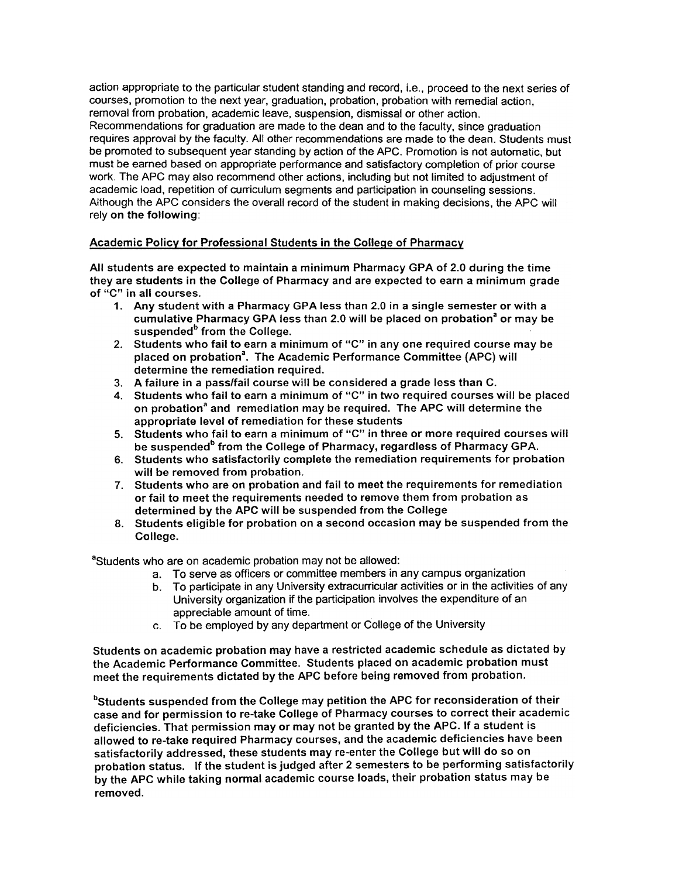action appropriate to the particular student standing and record, i.e., proceed to the next series of courses, promotion to the next year, graduation, probation, probation with remedial action, removal from probation, academic leave, suspension, dismissal or other action. Recommendations for graduation are made to the dean and to the faculty, since graduation requires approval by the faculty. All other recommendations are made to the dean. Students must be promoted to subsequent year standing by action of the APC. Promotion is not automatic, but must be earned based on appropriate performance and satisfactory completion of prior course work. The APC may also recommend other actions, including but not limited to adjustment of academic load, repetition of curriculum segments and participation in counseling sessions. Although the APC considers the overall record of the student in making decisions, the APC will rely **on the following**:

## Academic Policy for Professional Students in the College of Pharmacy

**All students are expected to maintain a minimum Pharmacy GPA of 2.0 during the time they are students in the College of Pharmacy and are expected to earn a minimum grade of "C" in all courses.**

1. **Any student with a Pharmacy GPA less than 2.0 in a single semester or with a cumulative Pharmacy GPA less than 2.0 will be placed on probation[a] or may be suspended[b] from the College.**
2. **Students who fail to earn a minimum of "C" in any one required course may be placed on probation[a]. The Academic Performance Committee (APC) will determine the remediation required.**
3. **A failure in a pass/fail course will be considered a grade less than C.**
4. **Students who fail to earn a minimum of "C" in two required courses will be placed on probation[a] and remediation may be required. The APC will determine the appropriate level of remediation for these students**
5. **Students who fail to earn a minimum of "C" in three or more required courses will be suspended[b] from the College of Pharmacy, regardless of Pharmacy GPA.**
6. **Students who satisfactorily complete the remediation requirements for probation will be removed from probation.**
7. **Students who are on probation and fail to meet the requirements for remediation or fail to meet the requirements needed to remove them from probation as determined by the APC will be suspended from the College**
8. **Students eligible for probation on a second occasion may be suspended from the College.**

[a]Students who are on academic probation may not be allowed:

a. To serve as officers or committee members in any campus organization
b. To participate in any University extracurricular activities or in the activities of any University organization if the participation involves the expenditure of an appreciable amount of time.
c. To be employed by any department or College of the University

**Students on academic probation may have a restricted academic schedule as dictated by the Academic Performance Committee. Students placed on academic probation must meet the requirements dictated by the APC before being removed from probation.**

**[b]Students suspended from the College may petition the APC for reconsideration of their case and for permission to re-take College of Pharmacy courses to correct their academic deficiencies. That permission may or may not be granted by the APC. If a student is allowed to re-take required Pharmacy courses, and the academic deficiencies have been satisfactorily addressed, these students may re-enter the College but will do so on probation status. If the student is judged after 2 semesters to be performing satisfactorily by the APC while taking normal academic course loads, their probation status may be removed.**